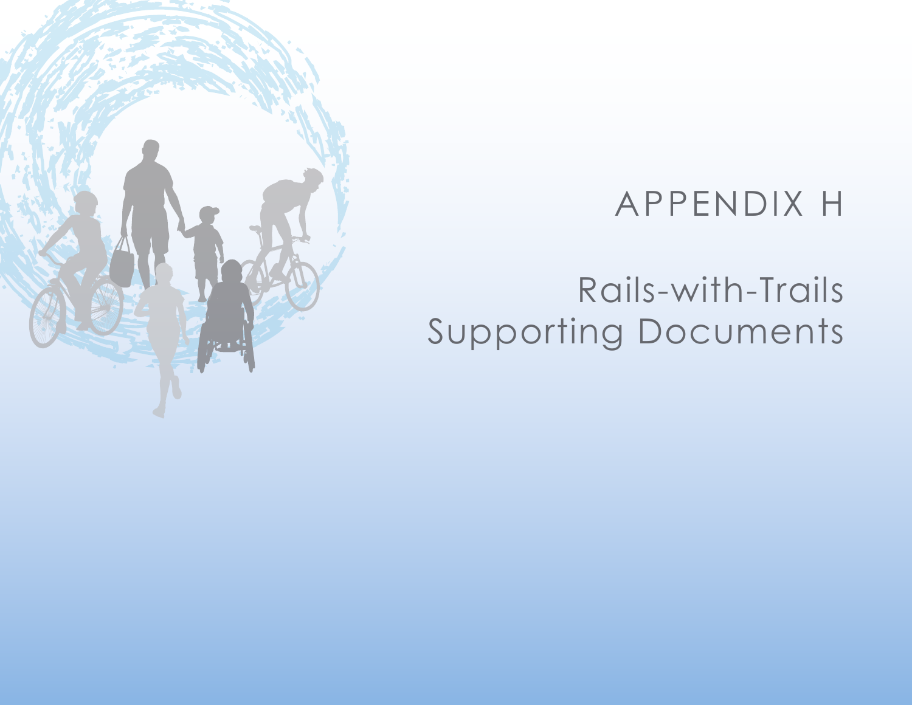# APPENDIX H

## Rails-with-Trails Supporting Documents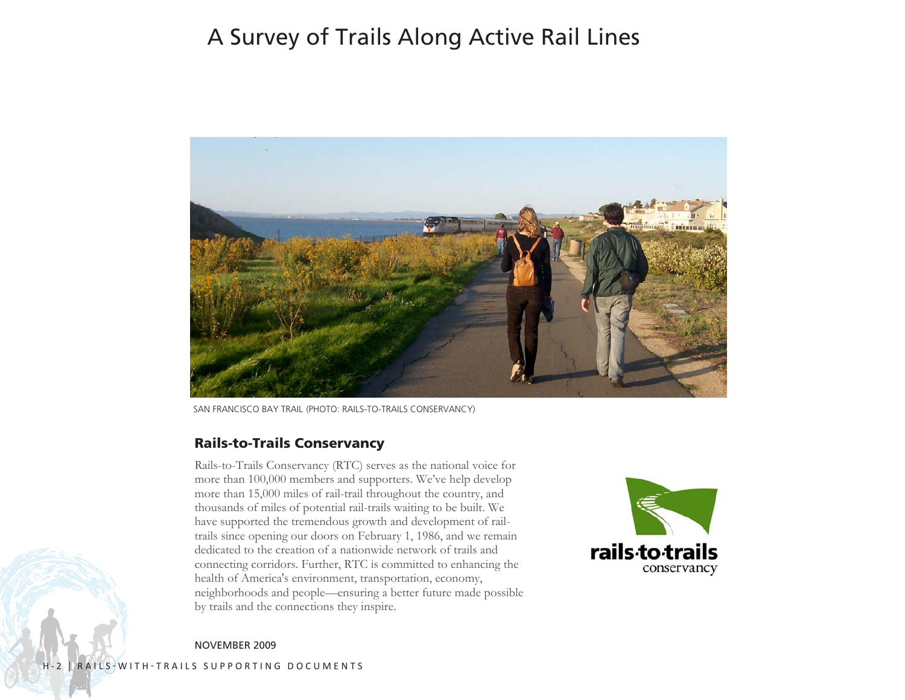# A Survey of Trails Along Active Rail Lines

SAN FRANCISCO BAY TRAIL (PHOTO: RAILS-TO-TRAILS CONSERVANCY)

## Rails-to-Trails Conservancy

Rails-to-Trails Conservancy (RTC) serves as the national voice for more than 100,000 members and supporters. We've help develop more than 15,000 miles of rail-trail throughout the country, and thousands of miles of potential rail-trails waiting to be built. We have supported the tremendous growth and development of rail-trails since opening our doors on February 1, 1986, and we remain dedicated to the creation of a nationwide network of trails and connecting corridors. Further, RTC is committed to enhancing the health of America's environment, transportation, economy, neighborhoods and people—ensuring a better future made possible by trails and the connections they inspire.

NOVEMBER 2009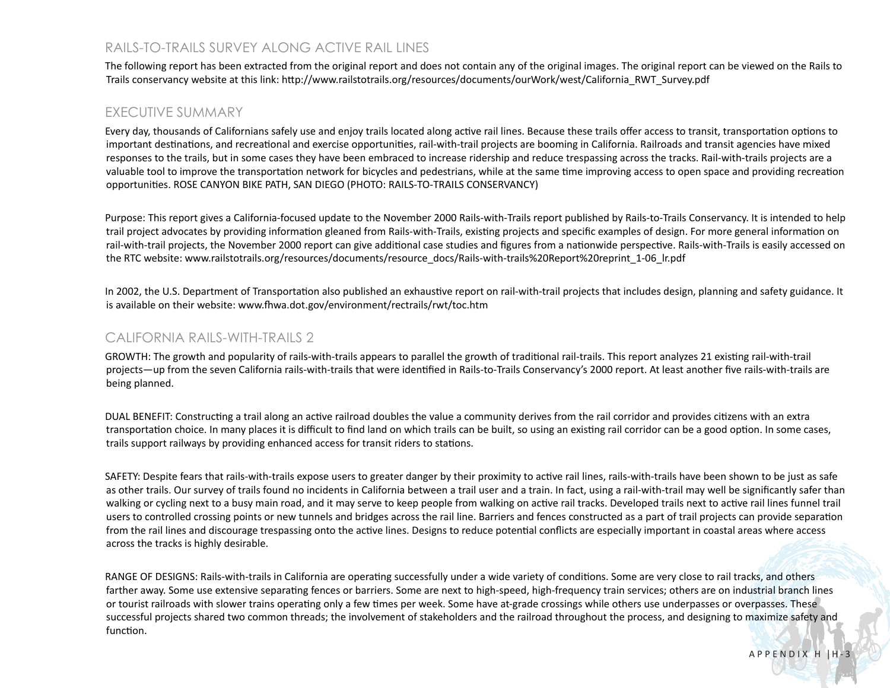## RAILS-TO-TRAILS SURVEY ALONG ACTIVE RAIL LINES

The following report has been extracted from the original report and does not contain any of the original images. The original report can be viewed on the Rails to Trails conservancy website at this link: http://www.railstotrails.org/resources/documents/ourWork/west/California_RWT_Survey.pdf

## EXECUTIVE SUMMARY

Every day, thousands of Californians safely use and enjoy trails located along active rail lines. Because these trails offer access to transit, transportation options to important destinations, and recreational and exercise opportunities, rail-with-trail projects are booming in California. Railroads and transit agencies have mixed responses to the trails, but in some cases they have been embraced to increase ridership and reduce trespassing across the tracks. Rail-with-trails projects are a valuable tool to improve the transportation network for bicycles and pedestrians, while at the same time improving access to open space and providing recreation opportunities. ROSE CANYON BIKE PATH, SAN DIEGO (PHOTO: RAILS-TO-TRAILS CONSERVANCY)

Purpose: This report gives a California-focused update to the November 2000 Rails-with-Trails report published by Rails-to-Trails Conservancy. It is intended to help trail project advocates by providing information gleaned from Rails-with-Trails, existing projects and specific examples of design. For more general information on rail-with-trail projects, the November 2000 report can give additional case studies and figures from a nationwide perspective. Rails-with-Trails is easily accessed on the RTC website: www.railstotrails.org/resources/documents/resource_docs/Rails-with-trails%20Report%20reprint_1-06_lr.pdf

In 2002, the U.S. Department of Transportation also published an exhaustive report on rail-with-trail projects that includes design, planning and safety guidance. It is available on their website: www.fhwa.dot.gov/environment/rectrails/rwt/toc.htm

## CALIFORNIA RAILS-WITH-TRAILS 2

GROWTH: The growth and popularity of rails-with-trails appears to parallel the growth of traditional rail-trails. This report analyzes 21 existing rail-with-trail projects—up from the seven California rails-with-trails that were identified in Rails-to-Trails Conservancy's 2000 report. At least another five rails-with-trails are being planned.

DUAL BENEFIT: Constructing a trail along an active railroad doubles the value a community derives from the rail corridor and provides citizens with an extra transportation choice. In many places it is difficult to find land on which trails can be built, so using an existing rail corridor can be a good option. In some cases, trails support railways by providing enhanced access for transit riders to stations.

SAFETY: Despite fears that rails-with-trails expose users to greater danger by their proximity to active rail lines, rails-with-trails have been shown to be just as safe as other trails. Our survey of trails found no incidents in California between a trail user and a train. In fact, using a rail-with-trail may well be significantly safer than walking or cycling next to a busy main road, and it may serve to keep people from walking on active rail tracks. Developed trails next to active rail lines funnel trail users to controlled crossing points or new tunnels and bridges across the rail line. Barriers and fences constructed as a part of trail projects can provide separation from the rail lines and discourage trespassing onto the active lines. Designs to reduce potential conflicts are especially important in coastal areas where access across the tracks is highly desirable.

RANGE OF DESIGNS: Rails-with-trails in California are operating successfully under a wide variety of conditions. Some are very close to rail tracks, and others farther away. Some use extensive separating fences or barriers. Some are next to high-speed, high-frequency train services; others are on industrial branch lines or tourist railroads with slower trains operating only a few times per week. Some have at-grade crossings while others use underpasses or overpasses. These successful projects shared two common threads; the involvement of stakeholders and the railroad throughout the process, and designing to maximize safety and function.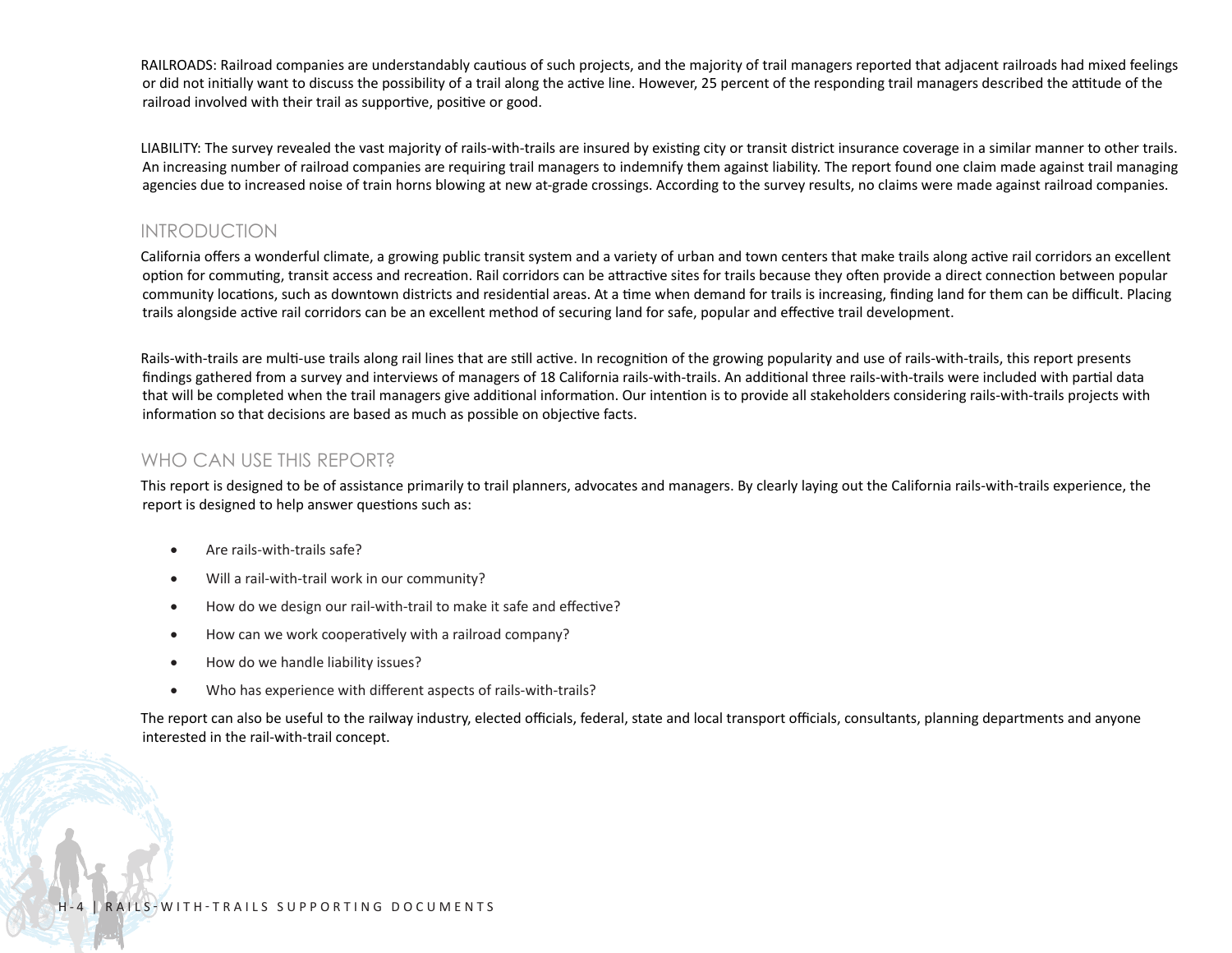RAILROADS: Railroad companies are understandably cautious of such projects, and the majority of trail managers reported that adjacent railroads had mixed feelings or did not initially want to discuss the possibility of a trail along the active line. However, 25 percent of the responding trail managers described the attitude of the railroad involved with their trail as supportive, positive or good.

LIABILITY: The survey revealed the vast majority of rails-with-trails are insured by existing city or transit district insurance coverage in a similar manner to other trails. An increasing number of railroad companies are requiring trail managers to indemnify them against liability. The report found one claim made against trail managing agencies due to increased noise of train horns blowing at new at-grade crossings. According to the survey results, no claims were made against railroad companies.

## INTRODUCTION

California offers a wonderful climate, a growing public transit system and a variety of urban and town centers that make trails along active rail corridors an excellent option for commuting, transit access and recreation. Rail corridors can be attractive sites for trails because they often provide a direct connection between popular community locations, such as downtown districts and residential areas. At a time when demand for trails is increasing, finding land for them can be difficult. Placing trails alongside active rail corridors can be an excellent method of securing land for safe, popular and effective trail development.

Rails-with-trails are multi-use trails along rail lines that are still active. In recognition of the growing popularity and use of rails-with-trails, this report presents findings gathered from a survey and interviews of managers of 18 California rails-with-trails. An additional three rails-with-trails were included with partial data that will be completed when the trail managers give additional information. Our intention is to provide all stakeholders considering rails-with-trails projects with information so that decisions are based as much as possible on objective facts.

## WHO CAN USE THIS REPORT?

This report is designed to be of assistance primarily to trail planners, advocates and managers. By clearly laying out the California rails-with-trails experience, the report is designed to help answer questions such as:

- Are rails-with-trails safe?
- Will a rail-with-trail work in our community?
- How do we design our rail-with-trail to make it safe and effective?
- How can we work cooperatively with a railroad company?
- How do we handle liability issues?
- Who has experience with different aspects of rails-with-trails?

The report can also be useful to the railway industry, elected officials, federal, state and local transport officials, consultants, planning departments and anyone interested in the rail-with-trail concept.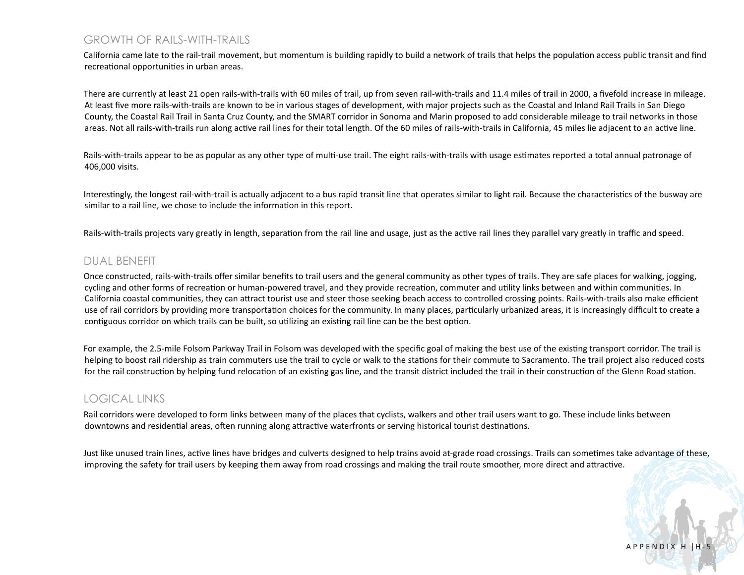## GROWTH OF RAILS-WITH-TRAILS

California came late to the rail-trail movement, but momentum is building rapidly to build a network of trails that helps the population access public transit and find recreational opportunities in urban areas.

There are currently at least 21 open rails-with-trails with 60 miles of trail, up from seven rail-with-trails and 11.4 miles of trail in 2000, a fivefold increase in mileage. At least five more rails-with-trails are known to be in various stages of development, with major projects such as the Coastal and Inland Rail Trails in San Diego County, the Coastal Rail Trail in Santa Cruz County, and the SMART corridor in Sonoma and Marin proposed to add considerable mileage to trail networks in those areas. Not all rails-with-trails run along active rail lines for their total length. Of the 60 miles of rails-with-trails in California, 45 miles lie adjacent to an active line.

Rails-with-trails appear to be as popular as any other type of multi-use trail. The eight rails-with-trails with usage estimates reported a total annual patronage of 406,000 visits.

Interestingly, the longest rail-with-trail is actually adjacent to a bus rapid transit line that operates similar to light rail. Because the characteristics of the busway are similar to a rail line, we chose to include the information in this report.

Rails-with-trails projects vary greatly in length, separation from the rail line and usage, just as the active rail lines they parallel vary greatly in traffic and speed.

## DUAL BENEFIT

Once constructed, rails-with-trails offer similar benefits to trail users and the general community as other types of trails. They are safe places for walking, jogging, cycling and other forms of recreation or human-powered travel, and they provide recreation, commuter and utility links between and within communities. In California coastal communities, they can attract tourist use and steer those seeking beach access to controlled crossing points. Rails-with-trails also make efficient use of rail corridors by providing more transportation choices for the community. In many places, particularly urbanized areas, it is increasingly difficult to create a contiguous corridor on which trails can be built, so utilizing an existing rail line can be the best option.

For example, the 2.5-mile Folsom Parkway Trail in Folsom was developed with the specific goal of making the best use of the existing transport corridor. The trail is helping to boost rail ridership as train commuters use the trail to cycle or walk to the stations for their commute to Sacramento. The trail project also reduced costs for the rail construction by helping fund relocation of an existing gas line, and the transit district included the trail in their construction of the Glenn Road station.

## LOGICAL LINKS

Rail corridors were developed to form links between many of the places that cyclists, walkers and other trail users want to go. These include links between downtowns and residential areas, often running along attractive waterfronts or serving historical tourist destinations.

Just like unused train lines, active lines have bridges and culverts designed to help trains avoid at-grade road crossings. Trails can sometimes take advantage of these, improving the safety for trail users by keeping them away from road crossings and making the trail route smoother, more direct and attractive.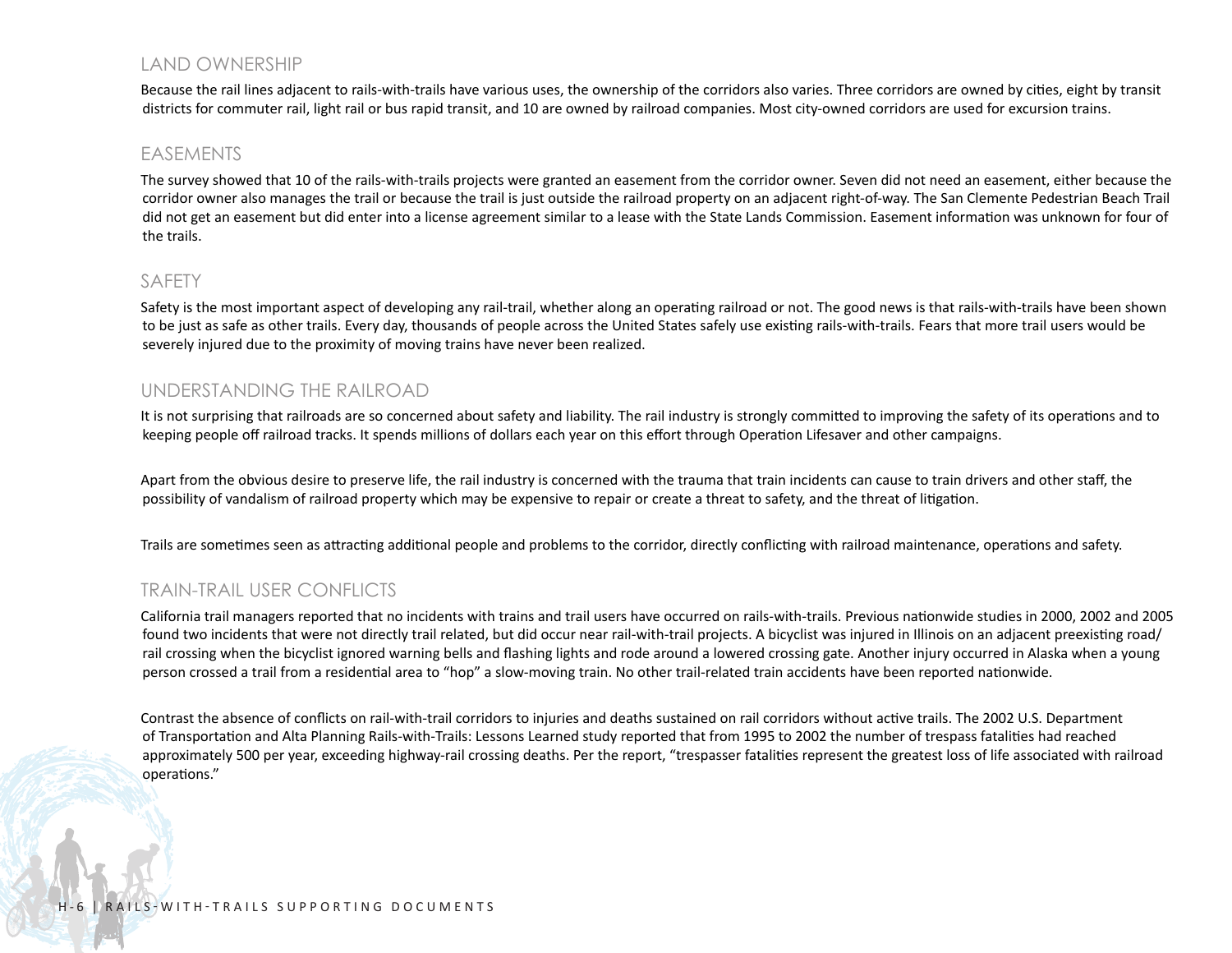## LAND OWNERSHIP

Because the rail lines adjacent to rails-with-trails have various uses, the ownership of the corridors also varies. Three corridors are owned by cities, eight by transit districts for commuter rail, light rail or bus rapid transit, and 10 are owned by railroad companies. Most city-owned corridors are used for excursion trains.

## EASEMENTS

The survey showed that 10 of the rails-with-trails projects were granted an easement from the corridor owner. Seven did not need an easement, either because the corridor owner also manages the trail or because the trail is just outside the railroad property on an adjacent right-of-way. The San Clemente Pedestrian Beach Trail did not get an easement but did enter into a license agreement similar to a lease with the State Lands Commission. Easement information was unknown for four of the trails.

## SAFETY

Safety is the most important aspect of developing any rail-trail, whether along an operating railroad or not. The good news is that rails-with-trails have been shown to be just as safe as other trails. Every day, thousands of people across the United States safely use existing rails-with-trails. Fears that more trail users would be severely injured due to the proximity of moving trains have never been realized.

## UNDERSTANDING THE RAILROAD

It is not surprising that railroads are so concerned about safety and liability. The rail industry is strongly committed to improving the safety of its operations and to keeping people off railroad tracks. It spends millions of dollars each year on this effort through Operation Lifesaver and other campaigns.

Apart from the obvious desire to preserve life, the rail industry is concerned with the trauma that train incidents can cause to train drivers and other staff, the possibility of vandalism of railroad property which may be expensive to repair or create a threat to safety, and the threat of litigation.

Trails are sometimes seen as attracting additional people and problems to the corridor, directly conflicting with railroad maintenance, operations and safety.

## TRAIN-TRAIL USER CONFLICTS

California trail managers reported that no incidents with trains and trail users have occurred on rails-with-trails. Previous nationwide studies in 2000, 2002 and 2005 found two incidents that were not directly trail related, but did occur near rail-with-trail projects. A bicyclist was injured in Illinois on an adjacent preexisting road/ rail crossing when the bicyclist ignored warning bells and flashing lights and rode around a lowered crossing gate. Another injury occurred in Alaska when a young person crossed a trail from a residential area to "hop" a slow-moving train. No other trail-related train accidents have been reported nationwide.

Contrast the absence of conflicts on rail-with-trail corridors to injuries and deaths sustained on rail corridors without active trails. The 2002 U.S. Department of Transportation and Alta Planning Rails-with-Trails: Lessons Learned study reported that from 1995 to 2002 the number of trespass fatalities had reached approximately 500 per year, exceeding highway-rail crossing deaths. Per the report, "trespasser fatalities represent the greatest loss of life associated with railroad operations."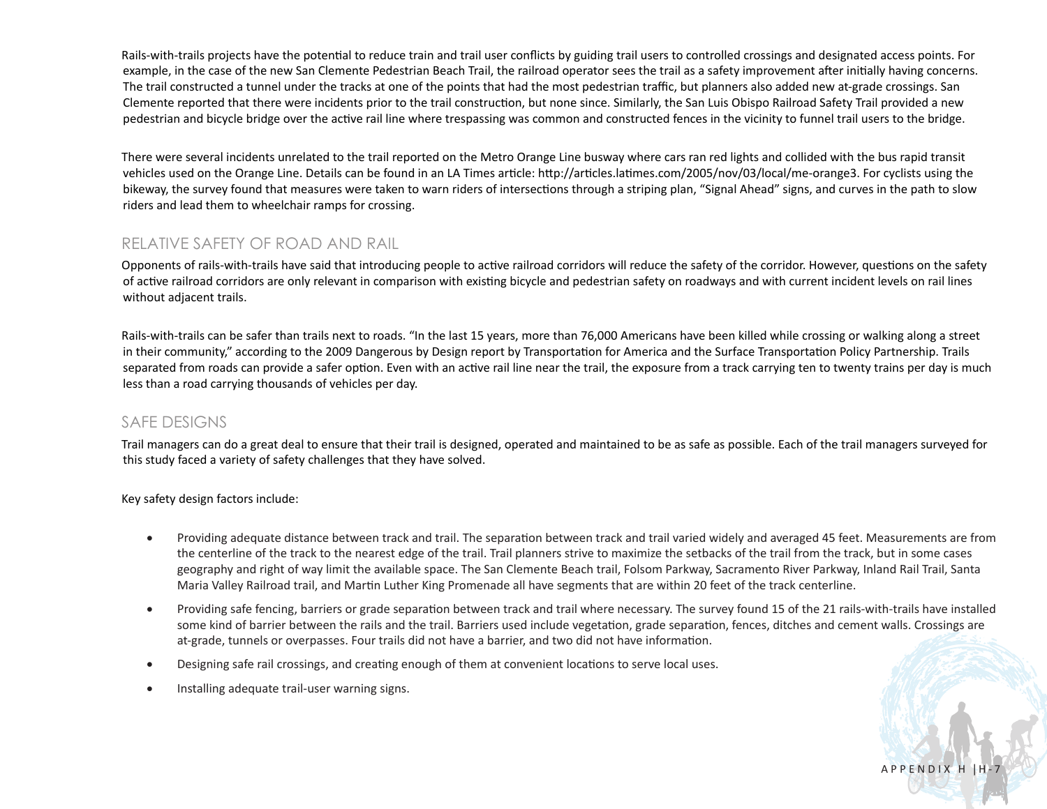Rails-with-trails projects have the potential to reduce train and trail user conflicts by guiding trail users to controlled crossings and designated access points. For example, in the case of the new San Clemente Pedestrian Beach Trail, the railroad operator sees the trail as a safety improvement after initially having concerns. The trail constructed a tunnel under the tracks at one of the points that had the most pedestrian traffic, but planners also added new at-grade crossings. San Clemente reported that there were incidents prior to the trail construction, but none since. Similarly, the San Luis Obispo Railroad Safety Trail provided a new pedestrian and bicycle bridge over the active rail line where trespassing was common and constructed fences in the vicinity to funnel trail users to the bridge.

There were several incidents unrelated to the trail reported on the Metro Orange Line busway where cars ran red lights and collided with the bus rapid transit vehicles used on the Orange Line. Details can be found in an LA Times article: http://articles.latimes.com/2005/nov/03/local/me-orange3. For cyclists using the bikeway, the survey found that measures were taken to warn riders of intersections through a striping plan, "Signal Ahead" signs, and curves in the path to slow riders and lead them to wheelchair ramps for crossing.

## RELATIVE SAFETY OF ROAD AND RAIL

Opponents of rails-with-trails have said that introducing people to active railroad corridors will reduce the safety of the corridor. However, questions on the safety of active railroad corridors are only relevant in comparison with existing bicycle and pedestrian safety on roadways and with current incident levels on rail lines without adjacent trails.

Rails-with-trails can be safer than trails next to roads. "In the last 15 years, more than 76,000 Americans have been killed while crossing or walking along a street in their community," according to the 2009 Dangerous by Design report by Transportation for America and the Surface Transportation Policy Partnership. Trails separated from roads can provide a safer option. Even with an active rail line near the trail, the exposure from a track carrying ten to twenty trains per day is much less than a road carrying thousands of vehicles per day.

## SAFE DESIGNS

Trail managers can do a great deal to ensure that their trail is designed, operated and maintained to be as safe as possible. Each of the trail managers surveyed for this study faced a variety of safety challenges that they have solved.

Key safety design factors include:

- Providing adequate distance between track and trail. The separation between track and trail varied widely and averaged 45 feet. Measurements are from the centerline of the track to the nearest edge of the trail. Trail planners strive to maximize the setbacks of the trail from the track, but in some cases geography and right of way limit the available space. The San Clemente Beach trail, Folsom Parkway, Sacramento River Parkway, Inland Rail Trail, Santa Maria Valley Railroad trail, and Martin Luther King Promenade all have segments that are within 20 feet of the track centerline.
- Providing safe fencing, barriers or grade separation between track and trail where necessary. The survey found 15 of the 21 rails-with-trails have installed some kind of barrier between the rails and the trail. Barriers used include vegetation, grade separation, fences, ditches and cement walls. Crossings are at-grade, tunnels or overpasses. Four trails did not have a barrier, and two did not have information.
- Designing safe rail crossings, and creating enough of them at convenient locations to serve local uses.
- Installing adequate trail-user warning signs.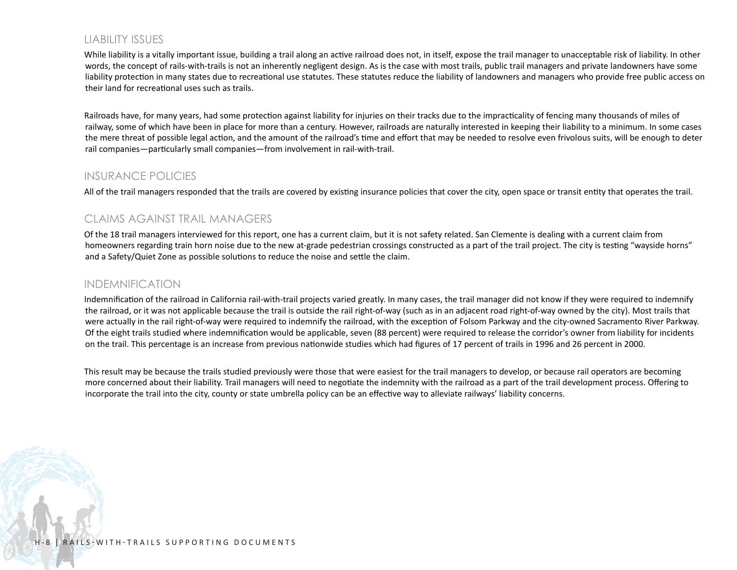## LIABILITY ISSUES

While liability is a vitally important issue, building a trail along an active railroad does not, in itself, expose the trail manager to unacceptable risk of liability. In other words, the concept of rails-with-trails is not an inherently negligent design. As is the case with most trails, public trail managers and private landowners have some liability protection in many states due to recreational use statutes. These statutes reduce the liability of landowners and managers who provide free public access on their land for recreational uses such as trails.

Railroads have, for many years, had some protection against liability for injuries on their tracks due to the impracticality of fencing many thousands of miles of railway, some of which have been in place for more than a century. However, railroads are naturally interested in keeping their liability to a minimum. In some cases the mere threat of possible legal action, and the amount of the railroad's time and effort that may be needed to resolve even frivolous suits, will be enough to deter rail companies—particularly small companies—from involvement in rail-with-trail.

## INSURANCE POLICIES

All of the trail managers responded that the trails are covered by existing insurance policies that cover the city, open space or transit entity that operates the trail.

## CLAIMS AGAINST TRAIL MANAGERS

Of the 18 trail managers interviewed for this report, one has a current claim, but it is not safety related. San Clemente is dealing with a current claim from homeowners regarding train horn noise due to the new at-grade pedestrian crossings constructed as a part of the trail project. The city is testing "wayside horns" and a Safety/Quiet Zone as possible solutions to reduce the noise and settle the claim.

## INDEMNIFICATION

Indemnification of the railroad in California rail-with-trail projects varied greatly. In many cases, the trail manager did not know if they were required to indemnify the railroad, or it was not applicable because the trail is outside the rail right-of-way (such as in an adjacent road right-of-way owned by the city). Most trails that were actually in the rail right-of-way were required to indemnify the railroad, with the exception of Folsom Parkway and the city-owned Sacramento River Parkway. Of the eight trails studied where indemnification would be applicable, seven (88 percent) were required to release the corridor's owner from liability for incidents on the trail. This percentage is an increase from previous nationwide studies which had figures of 17 percent of trails in 1996 and 26 percent in 2000.

This result may be because the trails studied previously were those that were easiest for the trail managers to develop, or because rail operators are becoming more concerned about their liability. Trail managers will need to negotiate the indemnity with the railroad as a part of the trail development process. Offering to incorporate the trail into the city, county or state umbrella policy can be an effective way to alleviate railways' liability concerns.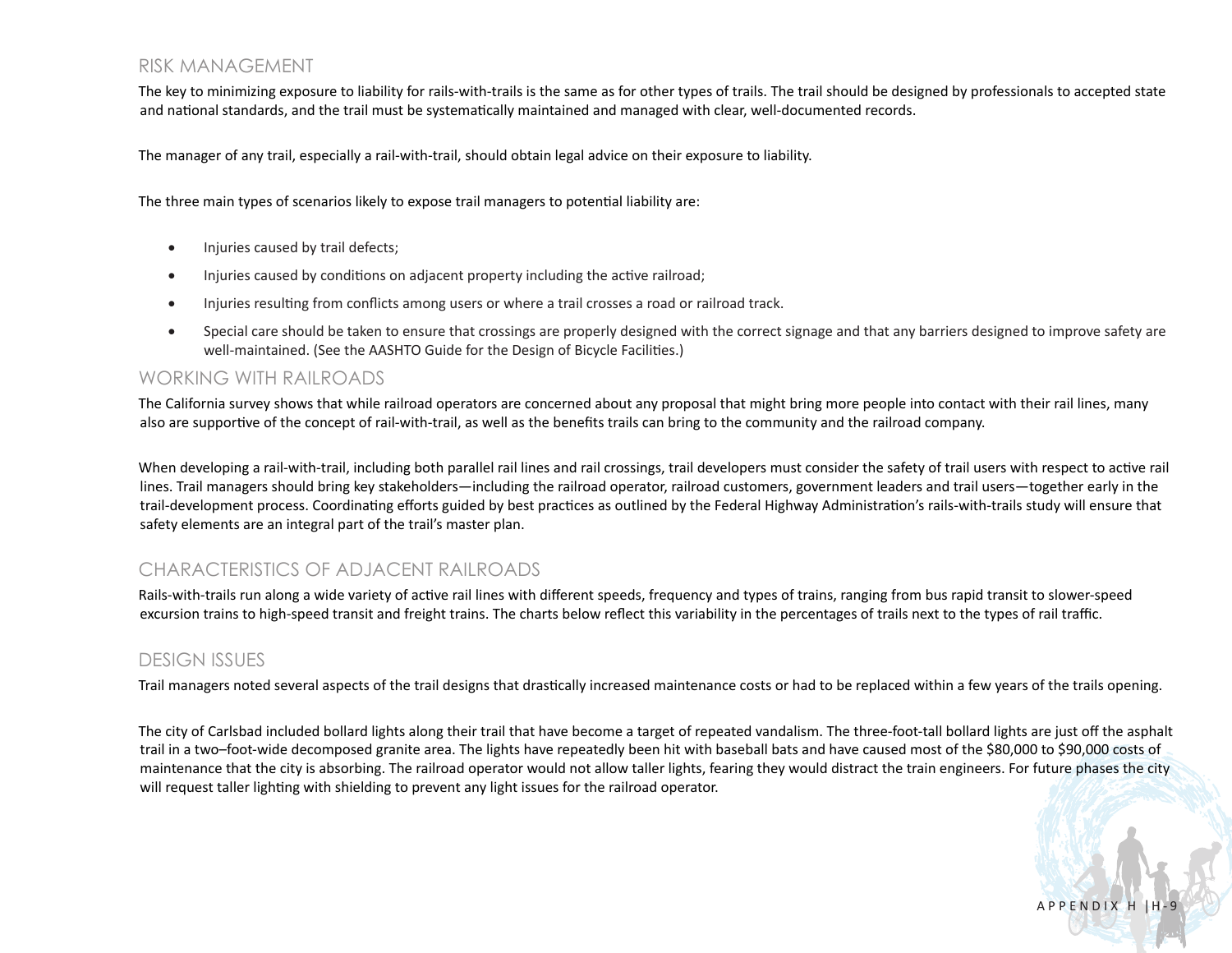## RISK MANAGEMENT

The key to minimizing exposure to liability for rails-with-trails is the same as for other types of trails. The trail should be designed by professionals to accepted state and national standards, and the trail must be systematically maintained and managed with clear, well-documented records.

The manager of any trail, especially a rail-with-trail, should obtain legal advice on their exposure to liability.

The three main types of scenarios likely to expose trail managers to potential liability are:

- Injuries caused by trail defects;
- Injuries caused by conditions on adjacent property including the active railroad;
- Injuries resulting from conflicts among users or where a trail crosses a road or railroad track.
- Special care should be taken to ensure that crossings are properly designed with the correct signage and that any barriers designed to improve safety are well-maintained. (See the AASHTO Guide for the Design of Bicycle Facilities.)

## WORKING WITH RAILROADS

The California survey shows that while railroad operators are concerned about any proposal that might bring more people into contact with their rail lines, many also are supportive of the concept of rail-with-trail, as well as the benefits trails can bring to the community and the railroad company.

When developing a rail-with-trail, including both parallel rail lines and rail crossings, trail developers must consider the safety of trail users with respect to active rail lines. Trail managers should bring key stakeholders—including the railroad operator, railroad customers, government leaders and trail users—together early in the trail-development process. Coordinating efforts guided by best practices as outlined by the Federal Highway Administration's rails-with-trails study will ensure that safety elements are an integral part of the trail's master plan.

## CHARACTERISTICS OF ADJACENT RAILROADS

Rails-with-trails run along a wide variety of active rail lines with different speeds, frequency and types of trains, ranging from bus rapid transit to slower-speed excursion trains to high-speed transit and freight trains. The charts below reflect this variability in the percentages of trails next to the types of rail traffic.

## DESIGN ISSUES

Trail managers noted several aspects of the trail designs that drastically increased maintenance costs or had to be replaced within a few years of the trails opening.

The city of Carlsbad included bollard lights along their trail that have become a target of repeated vandalism. The three-foot-tall bollard lights are just off the asphalt trail in a two–foot-wide decomposed granite area. The lights have repeatedly been hit with baseball bats and have caused most of the $80,000 to $90,000 costs of maintenance that the city is absorbing. The railroad operator would not allow taller lights, fearing they would distract the train engineers. For future phases the city will request taller lighting with shielding to prevent any light issues for the railroad operator.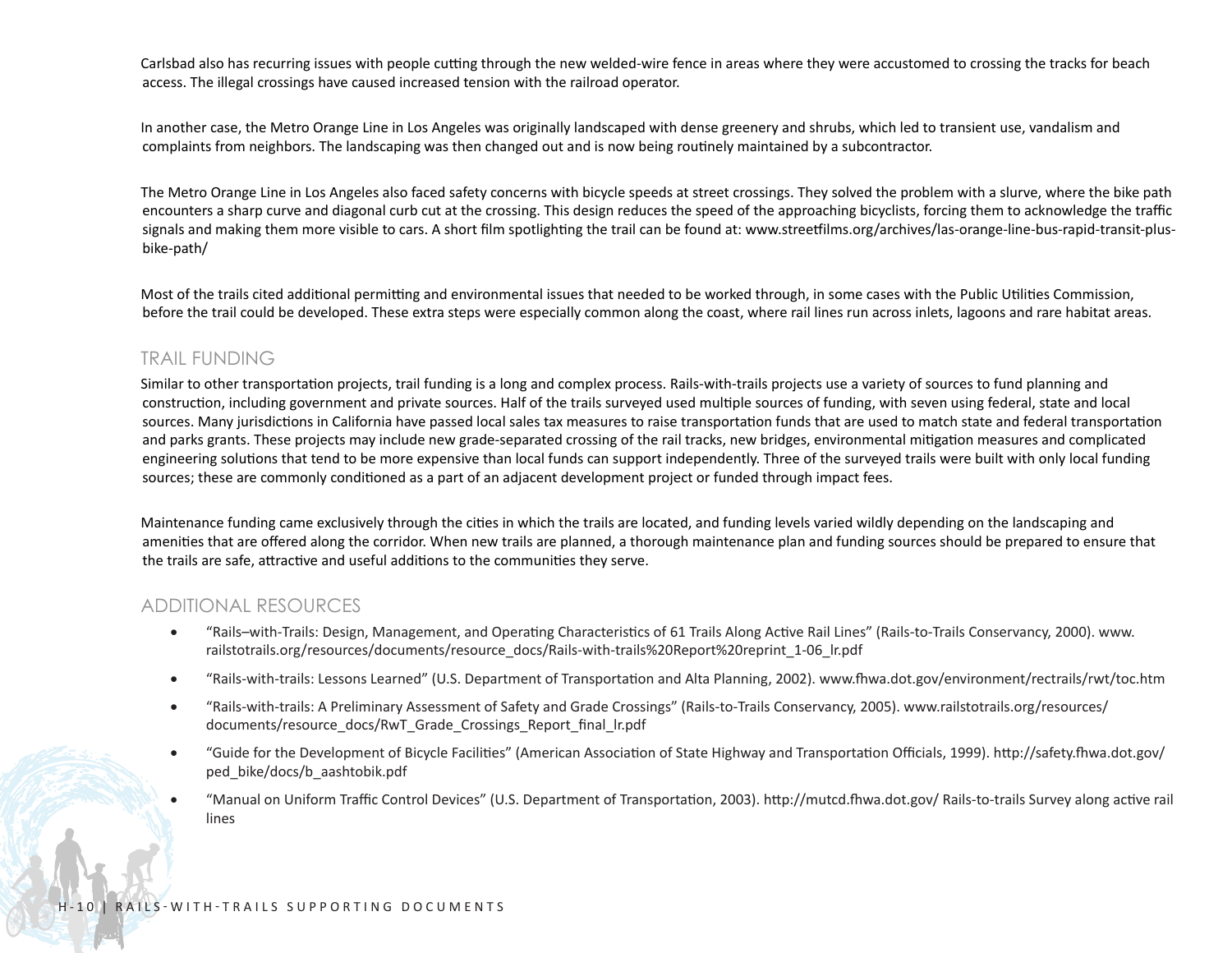Carlsbad also has recurring issues with people cutting through the new welded-wire fence in areas where they were accustomed to crossing the tracks for beach access. The illegal crossings have caused increased tension with the railroad operator.

In another case, the Metro Orange Line in Los Angeles was originally landscaped with dense greenery and shrubs, which led to transient use, vandalism and complaints from neighbors. The landscaping was then changed out and is now being routinely maintained by a subcontractor.

The Metro Orange Line in Los Angeles also faced safety concerns with bicycle speeds at street crossings. They solved the problem with a slurve, where the bike path encounters a sharp curve and diagonal curb cut at the crossing. This design reduces the speed of the approaching bicyclists, forcing them to acknowledge the traffic signals and making them more visible to cars. A short film spotlighting the trail can be found at: www.streetfilms.org/archives/las-orange-line-bus-rapid-transit-plus-bike-path/

Most of the trails cited additional permitting and environmental issues that needed to be worked through, in some cases with the Public Utilities Commission, before the trail could be developed. These extra steps were especially common along the coast, where rail lines run across inlets, lagoons and rare habitat areas.

## TRAIL FUNDING

Similar to other transportation projects, trail funding is a long and complex process. Rails-with-trails projects use a variety of sources to fund planning and construction, including government and private sources. Half of the trails surveyed used multiple sources of funding, with seven using federal, state and local sources. Many jurisdictions in California have passed local sales tax measures to raise transportation funds that are used to match state and federal transportation and parks grants. These projects may include new grade-separated crossing of the rail tracks, new bridges, environmental mitigation measures and complicated engineering solutions that tend to be more expensive than local funds can support independently. Three of the surveyed trails were built with only local funding sources; these are commonly conditioned as a part of an adjacent development project or funded through impact fees.

Maintenance funding came exclusively through the cities in which the trails are located, and funding levels varied wildly depending on the landscaping and amenities that are offered along the corridor. When new trails are planned, a thorough maintenance plan and funding sources should be prepared to ensure that the trails are safe, attractive and useful additions to the communities they serve.

## ADDITIONAL RESOURCES

- "Rails–with-Trails: Design, Management, and Operating Characteristics of 61 Trails Along Active Rail Lines" (Rails-to-Trails Conservancy, 2000). www.railstotrails.org/resources/documents/resource_docs/Rails-with-trails%20Report%20reprint_1-06_lr.pdf
- "Rails-with-trails: Lessons Learned" (U.S. Department of Transportation and Alta Planning, 2002). www.fhwa.dot.gov/environment/rectrails/rwt/toc.htm
- "Rails-with-trails: A Preliminary Assessment of Safety and Grade Crossings" (Rails-to-Trails Conservancy, 2005). www.railstotrails.org/resources/documents/resource_docs/RwT_Grade_Crossings_Report_final_lr.pdf
- "Guide for the Development of Bicycle Facilities" (American Association of State Highway and Transportation Officials, 1999). http://safety.fhwa.dot.gov/ped_bike/docs/b_aashtobik.pdf
- "Manual on Uniform Traffic Control Devices" (U.S. Department of Transportation, 2003). http://mutcd.fhwa.dot.gov/ Rails-to-trails Survey along active rail lines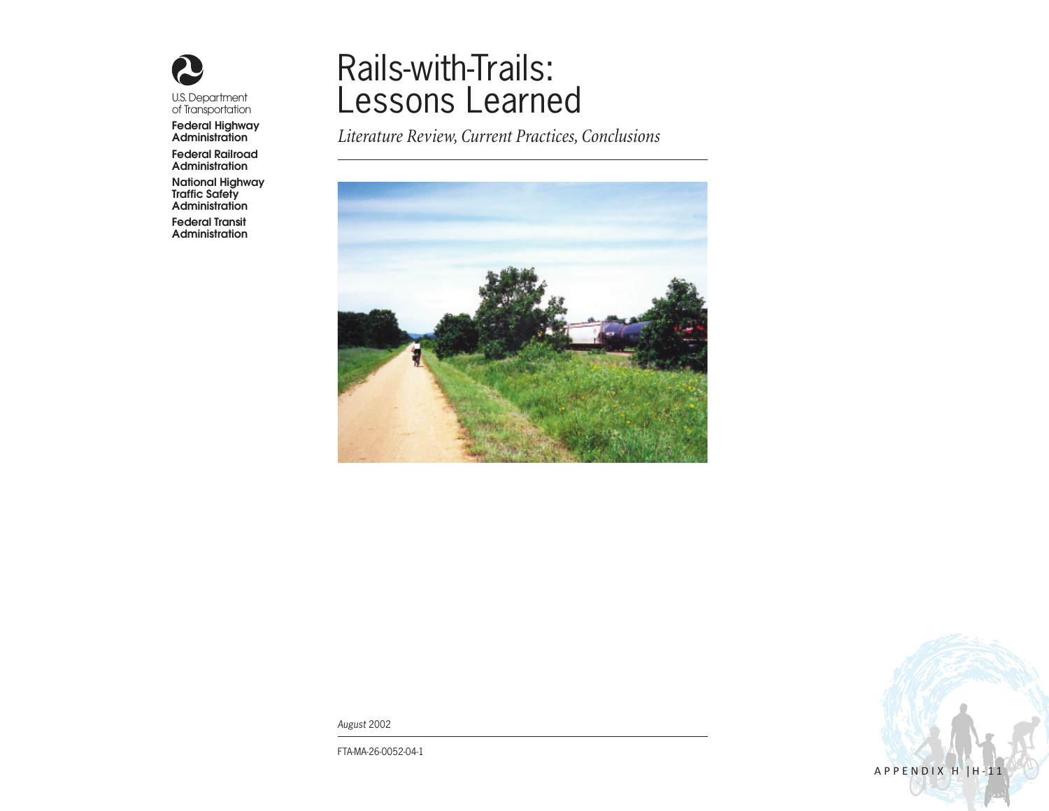U.S. Department of Transportation

**Federal Highway Administration**

**Federal Railroad Administration**

**National Highway Traffic Safety Administration**

**Federal Transit Administration**

# Rails-with-Trails: Lessons Learned

*Literature Review, Current Practices, Conclusions*

*August* 2002

FTA-MA-26-0052-04-1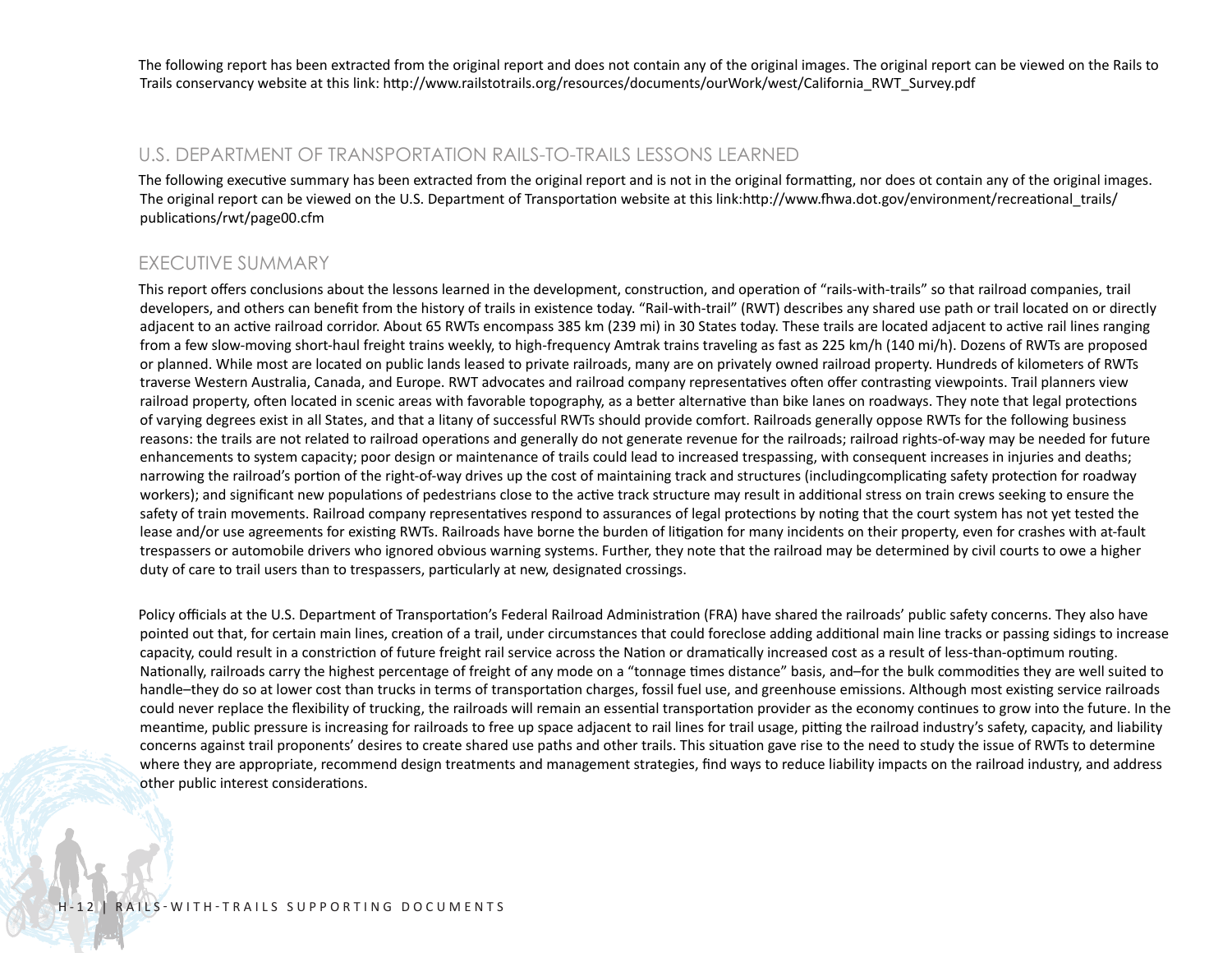The following report has been extracted from the original report and does not contain any of the original images. The original report can be viewed on the Rails to Trails conservancy website at this link: http://www.railstotrails.org/resources/documents/ourWork/west/California_RWT_Survey.pdf

## U.S. DEPARTMENT OF TRANSPORTATION RAILS-TO-TRAILS LESSONS LEARNED

The following executive summary has been extracted from the original report and is not in the original formatting, nor does ot contain any of the original images. The original report can be viewed on the U.S. Department of Transportation website at this link:http://www.fhwa.dot.gov/environment/recreational_trails/publications/rwt/page00.cfm

## EXECUTIVE SUMMARY

This report offers conclusions about the lessons learned in the development, construction, and operation of "rails-with-trails" so that railroad companies, trail developers, and others can benefit from the history of trails in existence today. "Rail-with-trail" (RWT) describes any shared use path or trail located on or directly adjacent to an active railroad corridor. About 65 RWTs encompass 385 km (239 mi) in 30 States today. These trails are located adjacent to active rail lines ranging from a few slow-moving short-haul freight trains weekly, to high-frequency Amtrak trains traveling as fast as 225 km/h (140 mi/h). Dozens of RWTs are proposed or planned. While most are located on public lands leased to private railroads, many are on privately owned railroad property. Hundreds of kilometers of RWTs traverse Western Australia, Canada, and Europe. RWT advocates and railroad company representatives often offer contrasting viewpoints. Trail planners view railroad property, often located in scenic areas with favorable topography, as a better alternative than bike lanes on roadways. They note that legal protections of varying degrees exist in all States, and that a litany of successful RWTs should provide comfort. Railroads generally oppose RWTs for the following business reasons: the trails are not related to railroad operations and generally do not generate revenue for the railroads; railroad rights-of-way may be needed for future enhancements to system capacity; poor design or maintenance of trails could lead to increased trespassing, with consequent increases in injuries and deaths; narrowing the railroad's portion of the right-of-way drives up the cost of maintaining track and structures (includingcomplicating safety protection for roadway workers); and significant new populations of pedestrians close to the active track structure may result in additional stress on train crews seeking to ensure the safety of train movements. Railroad company representatives respond to assurances of legal protections by noting that the court system has not yet tested the lease and/or use agreements for existing RWTs. Railroads have borne the burden of litigation for many incidents on their property, even for crashes with at-fault trespassers or automobile drivers who ignored obvious warning systems. Further, they note that the railroad may be determined by civil courts to owe a higher duty of care to trail users than to trespassers, particularly at new, designated crossings.

Policy officials at the U.S. Department of Transportation's Federal Railroad Administration (FRA) have shared the railroads' public safety concerns. They also have pointed out that, for certain main lines, creation of a trail, under circumstances that could foreclose adding additional main line tracks or passing sidings to increase capacity, could result in a constriction of future freight rail service across the Nation or dramatically increased cost as a result of less-than-optimum routing. Nationally, railroads carry the highest percentage of freight of any mode on a "tonnage times distance" basis, and–for the bulk commodities they are well suited to handle–they do so at lower cost than trucks in terms of transportation charges, fossil fuel use, and greenhouse emissions. Although most existing service railroads could never replace the flexibility of trucking, the railroads will remain an essential transportation provider as the economy continues to grow into the future. In the meantime, public pressure is increasing for railroads to free up space adjacent to rail lines for trail usage, pitting the railroad industry's safety, capacity, and liability concerns against trail proponents' desires to create shared use paths and other trails. This situation gave rise to the need to study the issue of RWTs to determine where they are appropriate, recommend design treatments and management strategies, find ways to reduce liability impacts on the railroad industry, and address other public interest considerations.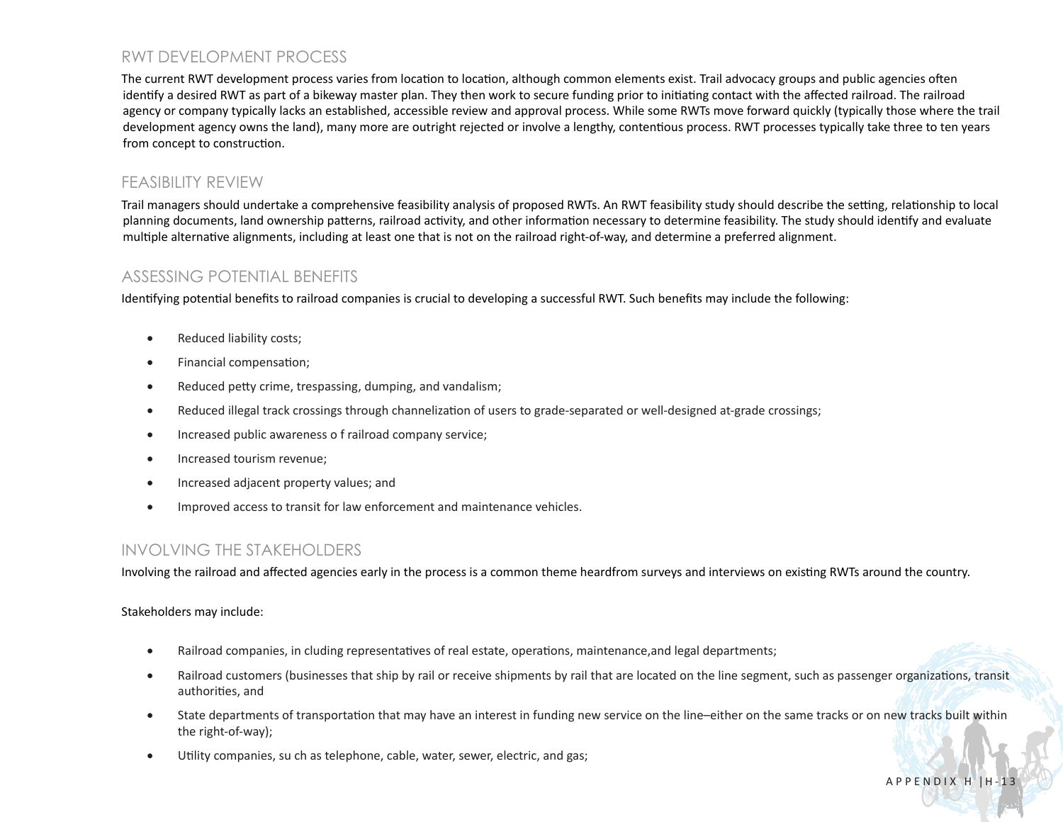## RWT DEVELOPMENT PROCESS

The current RWT development process varies from location to location, although common elements exist. Trail advocacy groups and public agencies often identify a desired RWT as part of a bikeway master plan. They then work to secure funding prior to initiating contact with the affected railroad. The railroad agency or company typically lacks an established, accessible review and approval process. While some RWTs move forward quickly (typically those where the trail development agency owns the land), many more are outright rejected or involve a lengthy, contentious process. RWT processes typically take three to ten years from concept to construction.

## FEASIBILITY REVIEW

Trail managers should undertake a comprehensive feasibility analysis of proposed RWTs. An RWT feasibility study should describe the setting, relationship to local planning documents, land ownership patterns, railroad activity, and other information necessary to determine feasibility. The study should identify and evaluate multiple alternative alignments, including at least one that is not on the railroad right-of-way, and determine a preferred alignment.

## ASSESSING POTENTIAL BENEFITS

Identifying potential benefits to railroad companies is crucial to developing a successful RWT. Such benefits may include the following:

- Reduced liability costs;
- Financial compensation;
- Reduced petty crime, trespassing, dumping, and vandalism;
- Reduced illegal track crossings through channelization of users to grade-separated or well-designed at-grade crossings;
- Increased public awareness o f railroad company service;
- Increased tourism revenue;
- Increased adjacent property values; and
- Improved access to transit for law enforcement and maintenance vehicles.

## INVOLVING THE STAKEHOLDERS

Involving the railroad and affected agencies early in the process is a common theme heardfrom surveys and interviews on existing RWTs around the country.

Stakeholders may include:

- Railroad companies, in cluding representatives of real estate, operations, maintenance,and legal departments;
- Railroad customers (businesses that ship by rail or receive shipments by rail that are located on the line segment, such as passenger organizations, transit authorities, and
- State departments of transportation that may have an interest in funding new service on the line–either on the same tracks or on new tracks built within the right-of-way);
- Utility companies, su ch as telephone, cable, water, sewer, electric, and gas;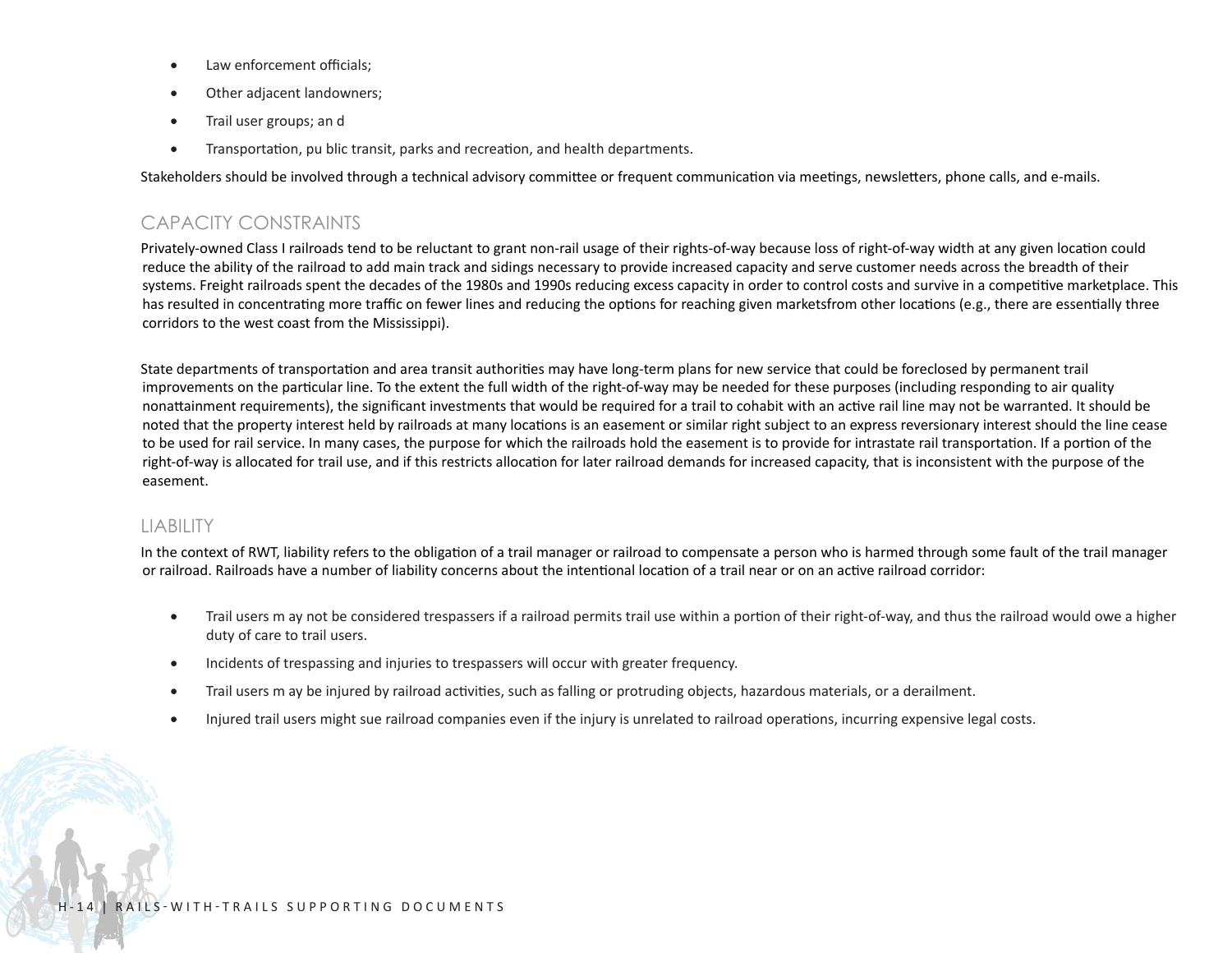- Law enforcement officials;
- Other adjacent landowners;
- Trail user groups; an d
- Transportation, pu blic transit, parks and recreation, and health departments.

Stakeholders should be involved through a technical advisory committee or frequent communication via meetings, newsletters, phone calls, and e-mails.

## CAPACITY CONSTRAINTS

Privately-owned Class I railroads tend to be reluctant to grant non-rail usage of their rights-of-way because loss of right-of-way width at any given location could reduce the ability of the railroad to add main track and sidings necessary to provide increased capacity and serve customer needs across the breadth of their systems. Freight railroads spent the decades of the 1980s and 1990s reducing excess capacity in order to control costs and survive in a competitive marketplace. This has resulted in concentrating more traffic on fewer lines and reducing the options for reaching given marketsfrom other locations (e.g., there are essentially three corridors to the west coast from the Mississippi).

State departments of transportation and area transit authorities may have long-term plans for new service that could be foreclosed by permanent trail improvements on the particular line. To the extent the full width of the right-of-way may be needed for these purposes (including responding to air quality nonattainment requirements), the significant investments that would be required for a trail to cohabit with an active rail line may not be warranted. It should be noted that the property interest held by railroads at many locations is an easement or similar right subject to an express reversionary interest should the line cease to be used for rail service. In many cases, the purpose for which the railroads hold the easement is to provide for intrastate rail transportation. If a portion of the right-of-way is allocated for trail use, and if this restricts allocation for later railroad demands for increased capacity, that is inconsistent with the purpose of the easement.

## LIABILITY

In the context of RWT, liability refers to the obligation of a trail manager or railroad to compensate a person who is harmed through some fault of the trail manager or railroad. Railroads have a number of liability concerns about the intentional location of a trail near or on an active railroad corridor:

- Trail users m ay not be considered trespassers if a railroad permits trail use within a portion of their right-of-way, and thus the railroad would owe a higher duty of care to trail users.
- Incidents of trespassing and injuries to trespassers will occur with greater frequency.
- Trail users m ay be injured by railroad activities, such as falling or protruding objects, hazardous materials, or a derailment.
- Injured trail users might sue railroad companies even if the injury is unrelated to railroad operations, incurring expensive legal costs.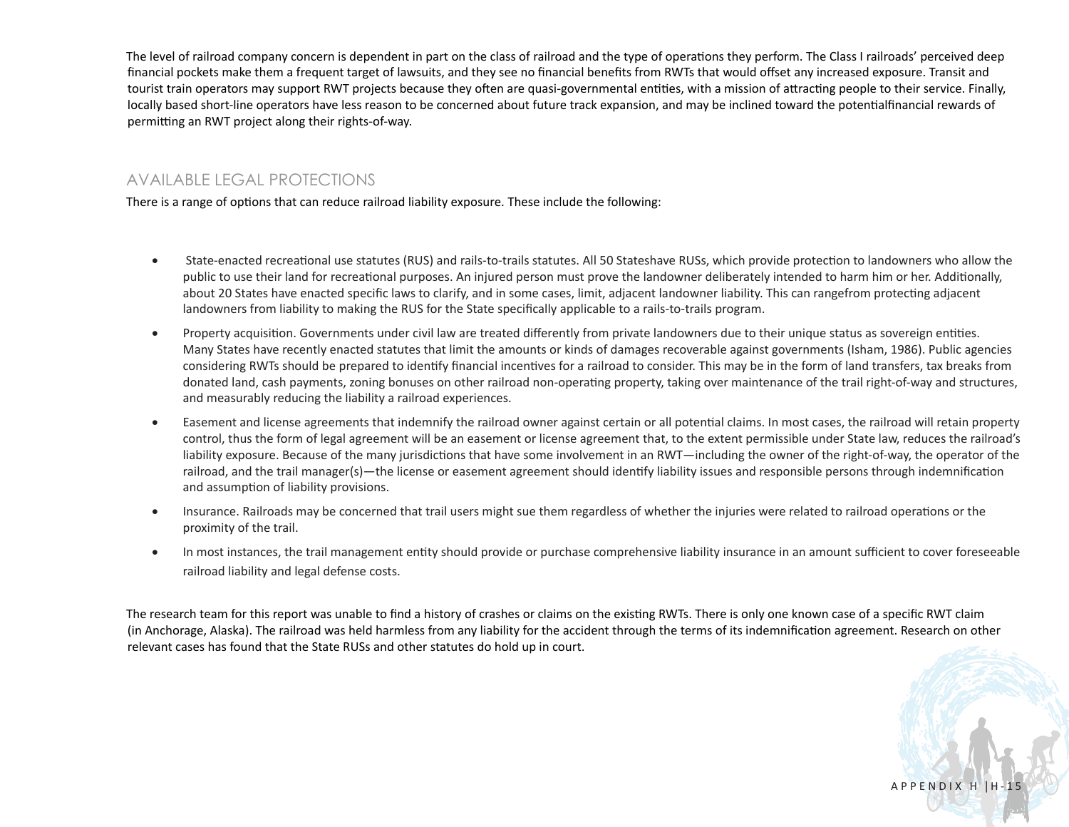The level of railroad company concern is dependent in part on the class of railroad and the type of operations they perform. The Class I railroads' perceived deep financial pockets make them a frequent target of lawsuits, and they see no financial benefits from RWTs that would offset any increased exposure. Transit and tourist train operators may support RWT projects because they often are quasi-governmental entities, with a mission of attracting people to their service. Finally, locally based short-line operators have less reason to be concerned about future track expansion, and may be inclined toward the potentialfinancial rewards of permitting an RWT project along their rights-of-way.

## AVAILABLE LEGAL PROTECTIONS

There is a range of options that can reduce railroad liability exposure. These include the following:

- State-enacted recreational use statutes (RUS) and rails-to-trails statutes. All 50 Stateshave RUSs, which provide protection to landowners who allow the public to use their land for recreational purposes. An injured person must prove the landowner deliberately intended to harm him or her. Additionally, about 20 States have enacted specific laws to clarify, and in some cases, limit, adjacent landowner liability. This can rangefrom protecting adjacent landowners from liability to making the RUS for the State specifically applicable to a rails-to-trails program.
- Property acquisition. Governments under civil law are treated differently from private landowners due to their unique status as sovereign entities. Many States have recently enacted statutes that limit the amounts or kinds of damages recoverable against governments (Isham, 1986). Public agencies considering RWTs should be prepared to identify financial incentives for a railroad to consider. This may be in the form of land transfers, tax breaks from donated land, cash payments, zoning bonuses on other railroad non-operating property, taking over maintenance of the trail right-of-way and structures, and measurably reducing the liability a railroad experiences.
- Easement and license agreements that indemnify the railroad owner against certain or all potential claims. In most cases, the railroad will retain property control, thus the form of legal agreement will be an easement or license agreement that, to the extent permissible under State law, reduces the railroad's liability exposure. Because of the many jurisdictions that have some involvement in an RWT—including the owner of the right-of-way, the operator of the railroad, and the trail manager(s)—the license or easement agreement should identify liability issues and responsible persons through indemnification and assumption of liability provisions.
- Insurance. Railroads may be concerned that trail users might sue them regardless of whether the injuries were related to railroad operations or the proximity of the trail.
- In most instances, the trail management entity should provide or purchase comprehensive liability insurance in an amount sufficient to cover foreseeable railroad liability and legal defense costs.

The research team for this report was unable to find a history of crashes or claims on the existing RWTs. There is only one known case of a specific RWT claim (in Anchorage, Alaska). The railroad was held harmless from any liability for the accident through the terms of its indemnification agreement. Research on other relevant cases has found that the State RUSs and other statutes do hold up in court.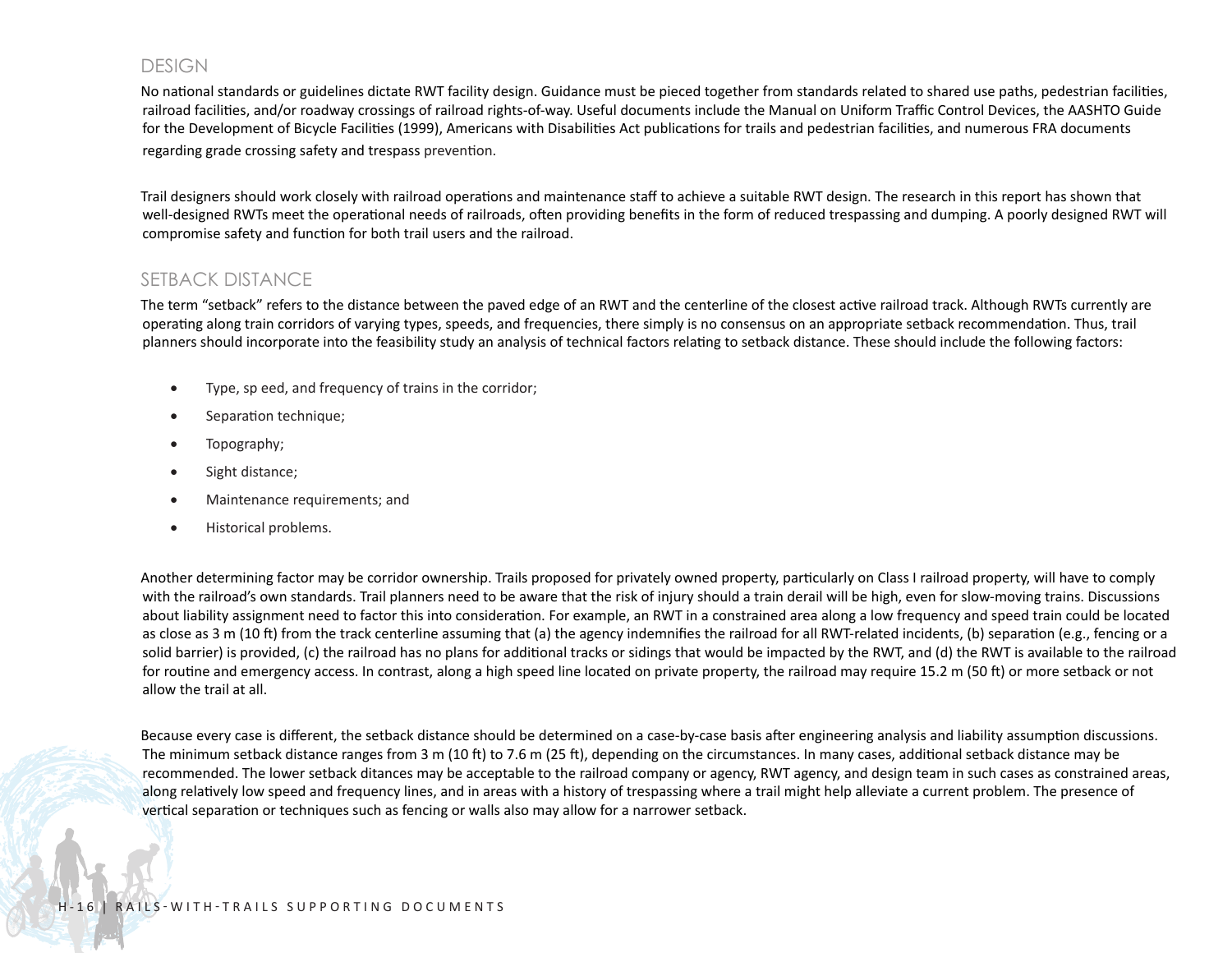## DESIGN

No national standards or guidelines dictate RWT facility design. Guidance must be pieced together from standards related to shared use paths, pedestrian facilities, railroad facilities, and/or roadway crossings of railroad rights-of-way. Useful documents include the Manual on Uniform Traffic Control Devices, the AASHTO Guide for the Development of Bicycle Facilities (1999), Americans with Disabilities Act publications for trails and pedestrian facilities, and numerous FRA documents regarding grade crossing safety and trespass prevention.

Trail designers should work closely with railroad operations and maintenance staff to achieve a suitable RWT design. The research in this report has shown that well-designed RWTs meet the operational needs of railroads, often providing benefits in the form of reduced trespassing and dumping. A poorly designed RWT will compromise safety and function for both trail users and the railroad.

## SETBACK DISTANCE

The term "setback" refers to the distance between the paved edge of an RWT and the centerline of the closest active railroad track. Although RWTs currently are operating along train corridors of varying types, speeds, and frequencies, there simply is no consensus on an appropriate setback recommendation. Thus, trail planners should incorporate into the feasibility study an analysis of technical factors relating to setback distance. These should include the following factors:

- Type, sp eed, and frequency of trains in the corridor;
- Separation technique;
- Topography;
- Sight distance;
- Maintenance requirements; and
- Historical problems.

Another determining factor may be corridor ownership. Trails proposed for privately owned property, particularly on Class I railroad property, will have to comply with the railroad's own standards. Trail planners need to be aware that the risk of injury should a train derail will be high, even for slow-moving trains. Discussions about liability assignment need to factor this into consideration. For example, an RWT in a constrained area along a low frequency and speed train could be located as close as 3 m (10 ft) from the track centerline assuming that (a) the agency indemnifies the railroad for all RWT-related incidents, (b) separation (e.g., fencing or a solid barrier) is provided, (c) the railroad has no plans for additional tracks or sidings that would be impacted by the RWT, and (d) the RWT is available to the railroad for routine and emergency access. In contrast, along a high speed line located on private property, the railroad may require 15.2 m (50 ft) or more setback or not allow the trail at all.

Because every case is different, the setback distance should be determined on a case-by-case basis after engineering analysis and liability assumption discussions. The minimum setback distance ranges from 3 m (10 ft) to 7.6 m (25 ft), depending on the circumstances. In many cases, additional setback distance may be recommended. The lower setback ditances may be acceptable to the railroad company or agency, RWT agency, and design team in such cases as constrained areas, along relatively low speed and frequency lines, and in areas with a history of trespassing where a trail might help alleviate a current problem. The presence of vertical separation or techniques such as fencing or walls also may allow for a narrower setback.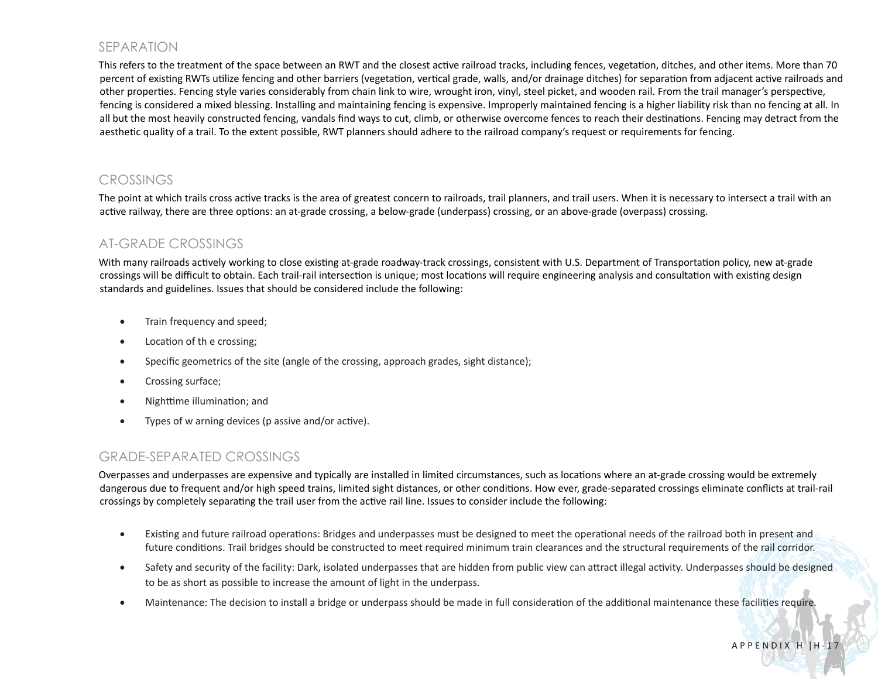## SEPARATION

This refers to the treatment of the space between an RWT and the closest active railroad tracks, including fences, vegetation, ditches, and other items. More than 70 percent of existing RWTs utilize fencing and other barriers (vegetation, vertical grade, walls, and/or drainage ditches) for separation from adjacent active railroads and other properties. Fencing style varies considerably from chain link to wire, wrought iron, vinyl, steel picket, and wooden rail. From the trail manager's perspective, fencing is considered a mixed blessing. Installing and maintaining fencing is expensive. Improperly maintained fencing is a higher liability risk than no fencing at all. In all but the most heavily constructed fencing, vandals find ways to cut, climb, or otherwise overcome fences to reach their destinations. Fencing may detract from the aesthetic quality of a trail. To the extent possible, RWT planners should adhere to the railroad company's request or requirements for fencing.

## CROSSINGS

The point at which trails cross active tracks is the area of greatest concern to railroads, trail planners, and trail users. When it is necessary to intersect a trail with an active railway, there are three options: an at-grade crossing, a below-grade (underpass) crossing, or an above-grade (overpass) crossing.

## AT-GRADE CROSSINGS

With many railroads actively working to close existing at-grade roadway-track crossings, consistent with U.S. Department of Transportation policy, new at-grade crossings will be difficult to obtain. Each trail-rail intersection is unique; most locations will require engineering analysis and consultation with existing design standards and guidelines. Issues that should be considered include the following:

- Train frequency and speed;
- Location of th e crossing;
- Specific geometrics of the site (angle of the crossing, approach grades, sight distance);
- Crossing surface;
- Nighttime illumination; and
- Types of w arning devices (p assive and/or active).

## GRADE-SEPARATED CROSSINGS

Overpasses and underpasses are expensive and typically are installed in limited circumstances, such as locations where an at-grade crossing would be extremely dangerous due to frequent and/or high speed trains, limited sight distances, or other conditions. How ever, grade-separated crossings eliminate conflicts at trail-rail crossings by completely separating the trail user from the active rail line. Issues to consider include the following:

- Existing and future railroad operations: Bridges and underpasses must be designed to meet the operational needs of the railroad both in present and future conditions. Trail bridges should be constructed to meet required minimum train clearances and the structural requirements of the rail corridor.
- Safety and security of the facility: Dark, isolated underpasses that are hidden from public view can attract illegal activity. Underpasses should be designed to be as short as possible to increase the amount of light in the underpass.
- Maintenance: The decision to install a bridge or underpass should be made in full consideration of the additional maintenance these facilities require.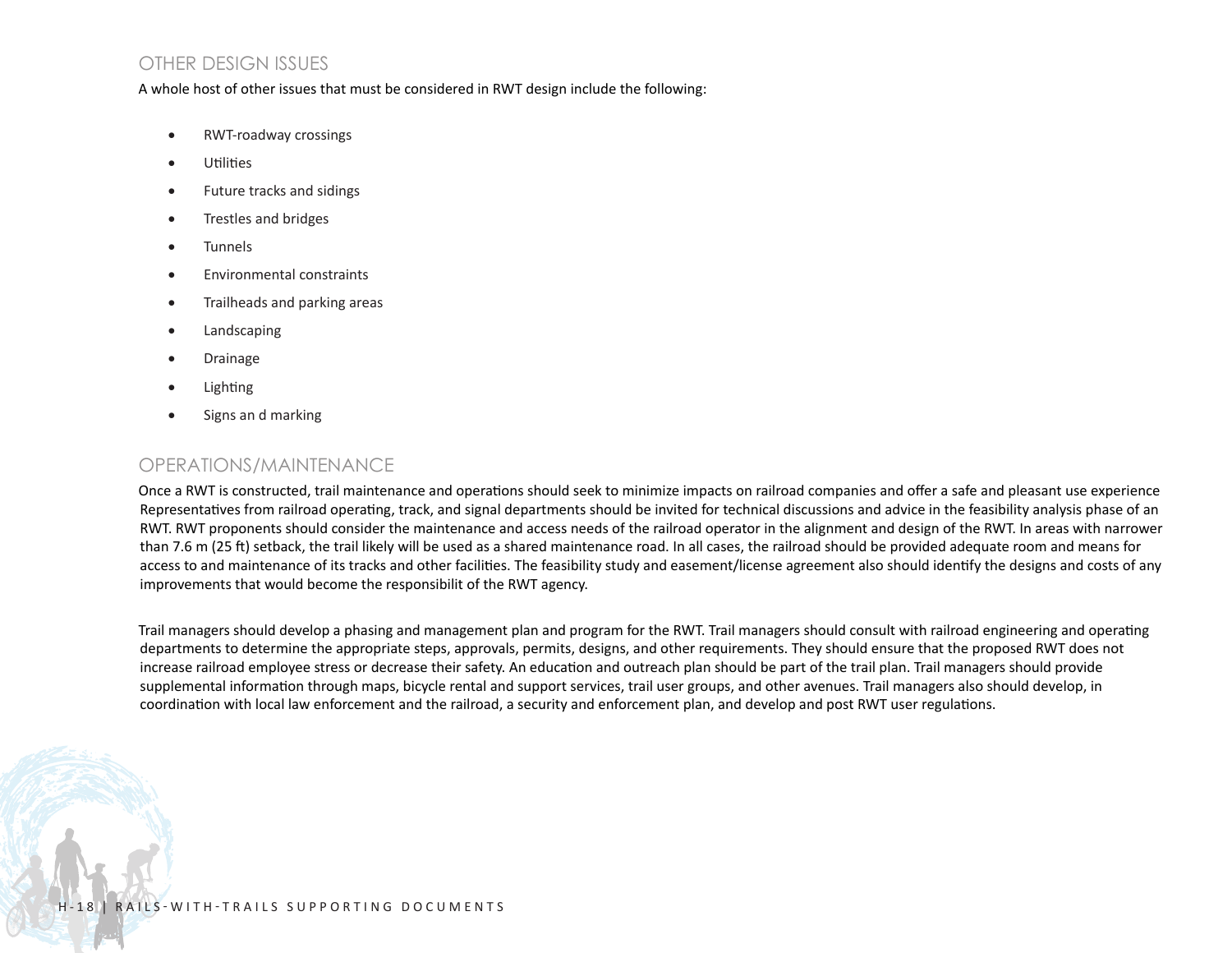## OTHER DESIGN ISSUES

A whole host of other issues that must be considered in RWT design include the following:

- RWT-roadway crossings
- Utilities
- Future tracks and sidings
- Trestles and bridges
- Tunnels
- Environmental constraints
- Trailheads and parking areas
- Landscaping
- Drainage
- Lighting
- Signs an d marking

## OPERATIONS/MAINTENANCE

Once a RWT is constructed, trail maintenance and operations should seek to minimize impacts on railroad companies and offer a safe and pleasant use experience Representatives from railroad operating, track, and signal departments should be invited for technical discussions and advice in the feasibility analysis phase of an RWT. RWT proponents should consider the maintenance and access needs of the railroad operator in the alignment and design of the RWT. In areas with narrower than 7.6 m (25 ft) setback, the trail likely will be used as a shared maintenance road. In all cases, the railroad should be provided adequate room and means for access to and maintenance of its tracks and other facilities. The feasibility study and easement/license agreement also should identify the designs and costs of any improvements that would become the responsibilit of the RWT agency.

Trail managers should develop a phasing and management plan and program for the RWT. Trail managers should consult with railroad engineering and operating departments to determine the appropriate steps, approvals, permits, designs, and other requirements. They should ensure that the proposed RWT does not increase railroad employee stress or decrease their safety. An education and outreach plan should be part of the trail plan. Trail managers should provide supplemental information through maps, bicycle rental and support services, trail user groups, and other avenues. Trail managers also should develop, in coordination with local law enforcement and the railroad, a security and enforcement plan, and develop and post RWT user regulations.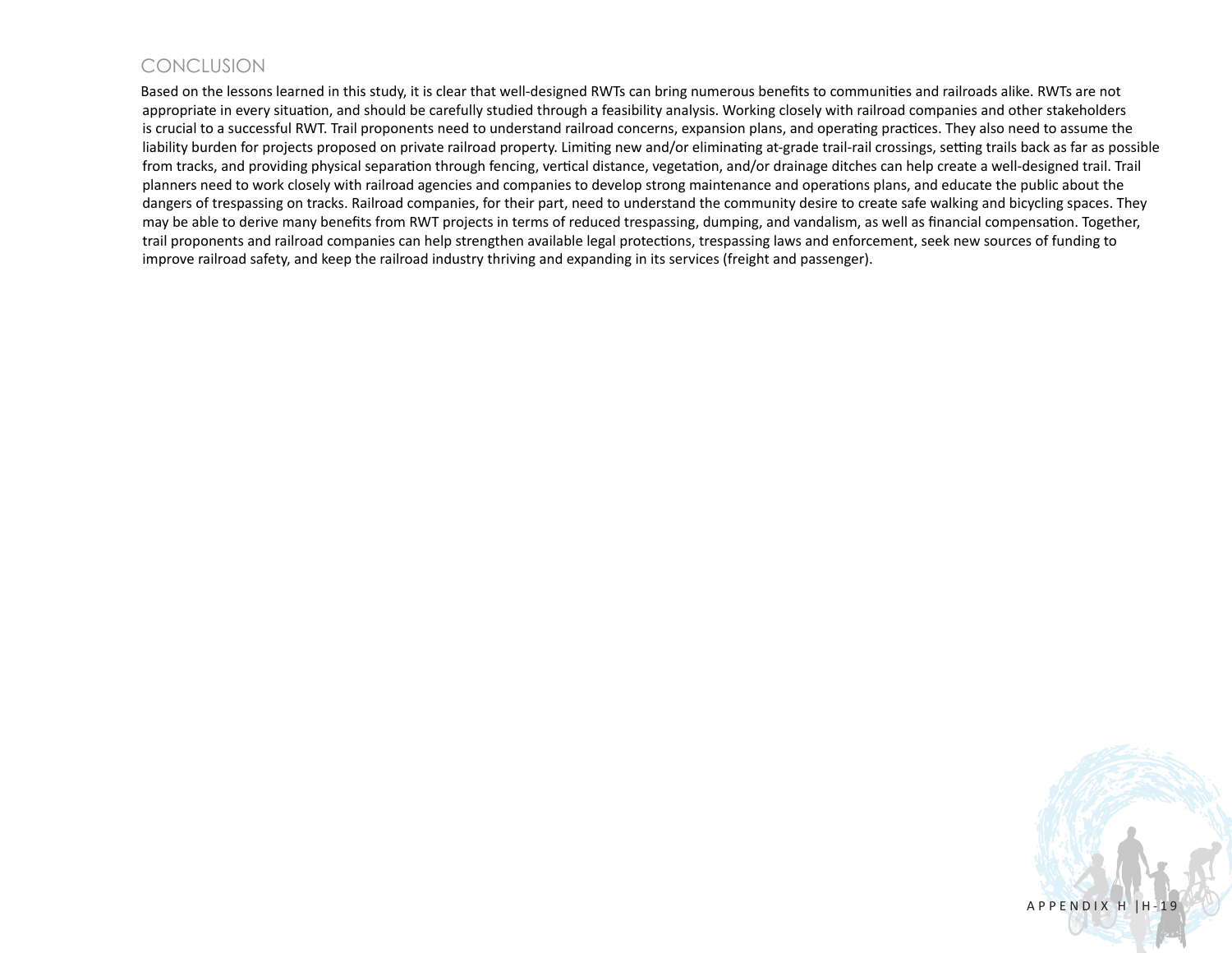## CONCLUSION

Based on the lessons learned in this study, it is clear that well-designed RWTs can bring numerous benefits to communities and railroads alike. RWTs are not appropriate in every situation, and should be carefully studied through a feasibility analysis. Working closely with railroad companies and other stakeholders is crucial to a successful RWT. Trail proponents need to understand railroad concerns, expansion plans, and operating practices. They also need to assume the liability burden for projects proposed on private railroad property. Limiting new and/or eliminating at-grade trail-rail crossings, setting trails back as far as possible from tracks, and providing physical separation through fencing, vertical distance, vegetation, and/or drainage ditches can help create a well-designed trail. Trail planners need to work closely with railroad agencies and companies to develop strong maintenance and operations plans, and educate the public about the dangers of trespassing on tracks. Railroad companies, for their part, need to understand the community desire to create safe walking and bicycling spaces. They may be able to derive many benefits from RWT projects in terms of reduced trespassing, dumping, and vandalism, as well as financial compensation. Together, trail proponents and railroad companies can help strengthen available legal protections, trespassing laws and enforcement, seek new sources of funding to improve railroad safety, and keep the railroad industry thriving and expanding in its services (freight and passenger).